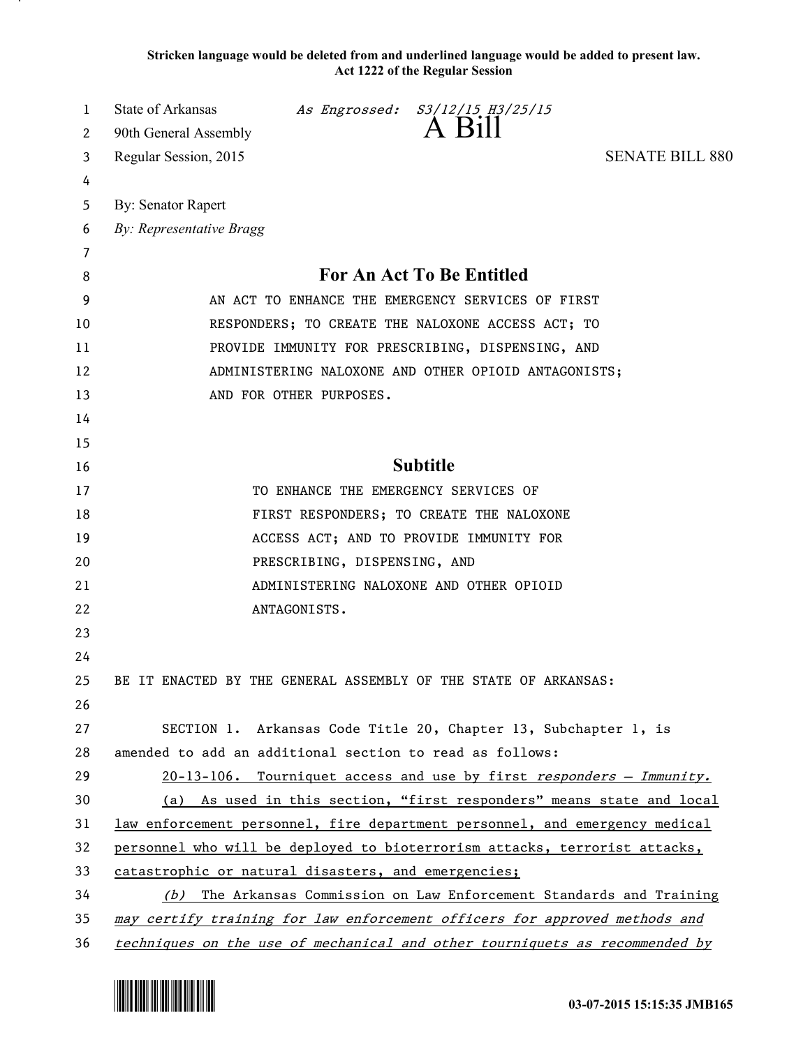**Stricken language would be deleted from and underlined language would be added to present law.**
**Act 1222 of the Regular Session**

State of Arkansas *As Engrossed: S3/12/15 H3/25/15*
90th General Assembly **A Bill**
Regular Session, 2015 SENATE BILL 880

By: Senator Rapert
*By: Representative Bragg*

## For An Act To Be Entitled

AN ACT TO ENHANCE THE EMERGENCY SERVICES OF FIRST RESPONDERS; TO CREATE THE NALOXONE ACCESS ACT; TO PROVIDE IMMUNITY FOR PRESCRIBING, DISPENSING, AND ADMINISTERING NALOXONE AND OTHER OPIOID ANTAGONISTS; AND FOR OTHER PURPOSES.

## Subtitle

TO ENHANCE THE EMERGENCY SERVICES OF FIRST RESPONDERS; TO CREATE THE NALOXONE ACCESS ACT; AND TO PROVIDE IMMUNITY FOR PRESCRIBING, DISPENSING, AND ADMINISTERING NALOXONE AND OTHER OPIOID ANTAGONISTS.

BE IT ENACTED BY THE GENERAL ASSEMBLY OF THE STATE OF ARKANSAS:

SECTION 1. Arkansas Code Title 20, Chapter 13, Subchapter 1, is amended to add an additional section to read as follows:

20-13-106. Tourniquet access and use by first *responders — Immunity.*

(a) As used in this section, "first responders" means state and local law enforcement personnel, fire department personnel, and emergency medical personnel who will be deployed to bioterrorism attacks, terrorist attacks, catastrophic or natural disasters, and emergencies;

*(b) The Arkansas Commission on Law Enforcement Standards and Training may certify training for law enforcement officers for approved methods and techniques on the use of mechanical and other tourniquets as recommended by*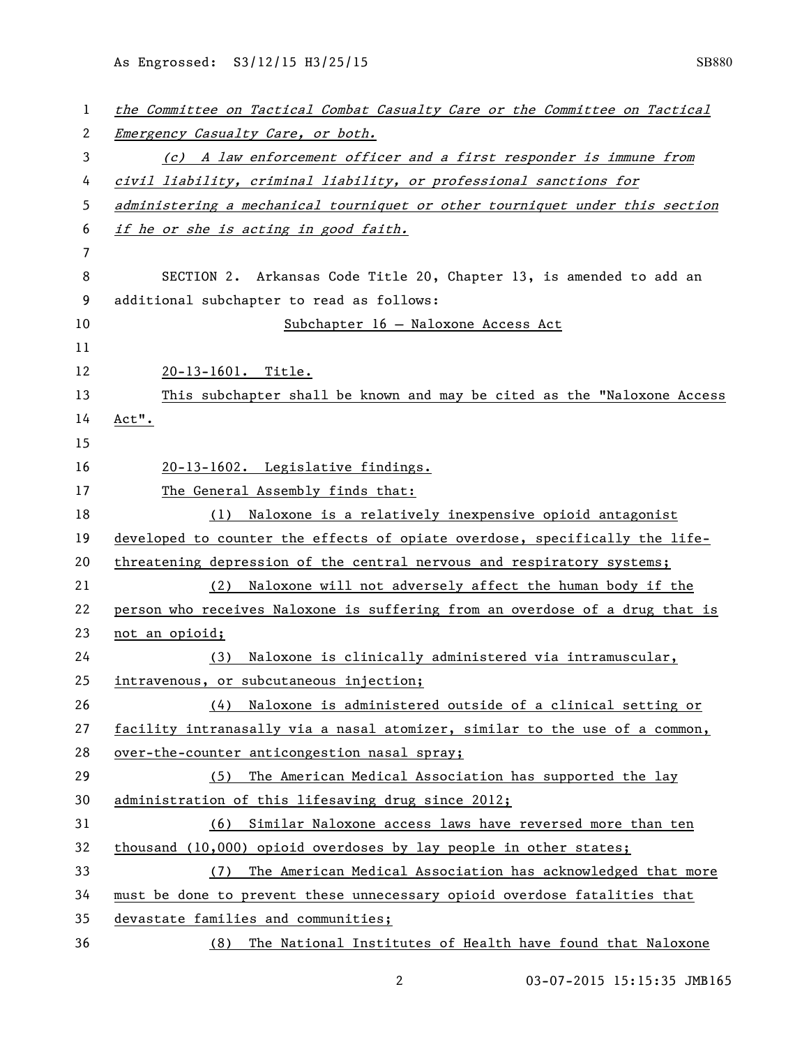*the Committee on Tactical Combat Casualty Care or the Committee on Tactical Emergency Casualty Care, or both.*

*(c) A law enforcement officer and a first responder is immune from civil liability, criminal liability, or professional sanctions for administering a mechanical tourniquet or other tourniquet under this section if he or she is acting in good faith.*

SECTION 2. Arkansas Code Title 20, Chapter 13, is amended to add an additional subchapter to read as follows:

Subchapter 16 — Naloxone Access Act

20-13-1601. Title.

This subchapter shall be known and may be cited as the "Naloxone Access Act".

20-13-1602. Legislative findings.

The General Assembly finds that:

(1) Naloxone is a relatively inexpensive opioid antagonist developed to counter the effects of opiate overdose, specifically the life-threatening depression of the central nervous and respiratory systems;

(2) Naloxone will not adversely affect the human body if the person who receives Naloxone is suffering from an overdose of a drug that is not an opioid;

(3) Naloxone is clinically administered via intramuscular, intravenous, or subcutaneous injection;

(4) Naloxone is administered outside of a clinical setting or facility intranasally via a nasal atomizer, similar to the use of a common, over-the-counter anticongestion nasal spray;

(5) The American Medical Association has supported the lay administration of this lifesaving drug since 2012;

(6) Similar Naloxone access laws have reversed more than ten thousand (10,000) opioid overdoses by lay people in other states;

(7) The American Medical Association has acknowledged that more must be done to prevent these unnecessary opioid overdose fatalities that devastate families and communities;

(8) The National Institutes of Health have found that Naloxone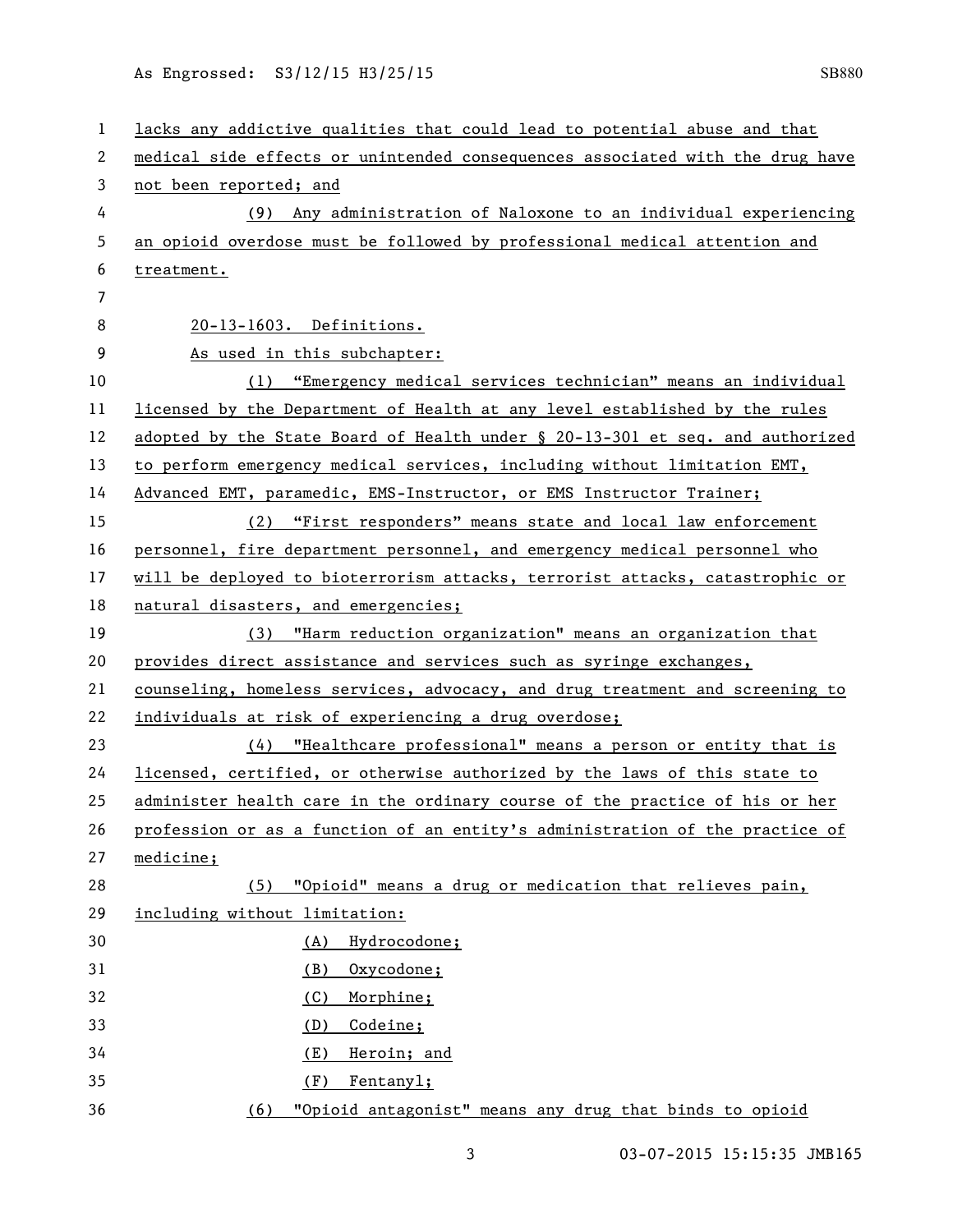lacks any addictive qualities that could lead to potential abuse and that medical side effects or unintended consequences associated with the drug have not been reported; and

(9) Any administration of Naloxone to an individual experiencing an opioid overdose must be followed by professional medical attention and treatment.

20-13-1603. Definitions.

As used in this subchapter:

(1) "Emergency medical services technician" means an individual licensed by the Department of Health at any level established by the rules adopted by the State Board of Health under § 20-13-301 et seq. and authorized to perform emergency medical services, including without limitation EMT, Advanced EMT, paramedic, EMS-Instructor, or EMS Instructor Trainer;

(2) "First responders" means state and local law enforcement personnel, fire department personnel, and emergency medical personnel who will be deployed to bioterrorism attacks, terrorist attacks, catastrophic or natural disasters, and emergencies;

(3) "Harm reduction organization" means an organization that provides direct assistance and services such as syringe exchanges, counseling, homeless services, advocacy, and drug treatment and screening to individuals at risk of experiencing a drug overdose;

(4) "Healthcare professional" means a person or entity that is licensed, certified, or otherwise authorized by the laws of this state to administer health care in the ordinary course of the practice of his or her profession or as a function of an entity's administration of the practice of medicine;

(5) "Opioid" means a drug or medication that relieves pain, including without limitation:

(A) Hydrocodone;

(B) Oxycodone;

(C) Morphine;

(D) Codeine;

(E) Heroin; and

(F) Fentanyl;

(6) "Opioid antagonist" means any drug that binds to opioid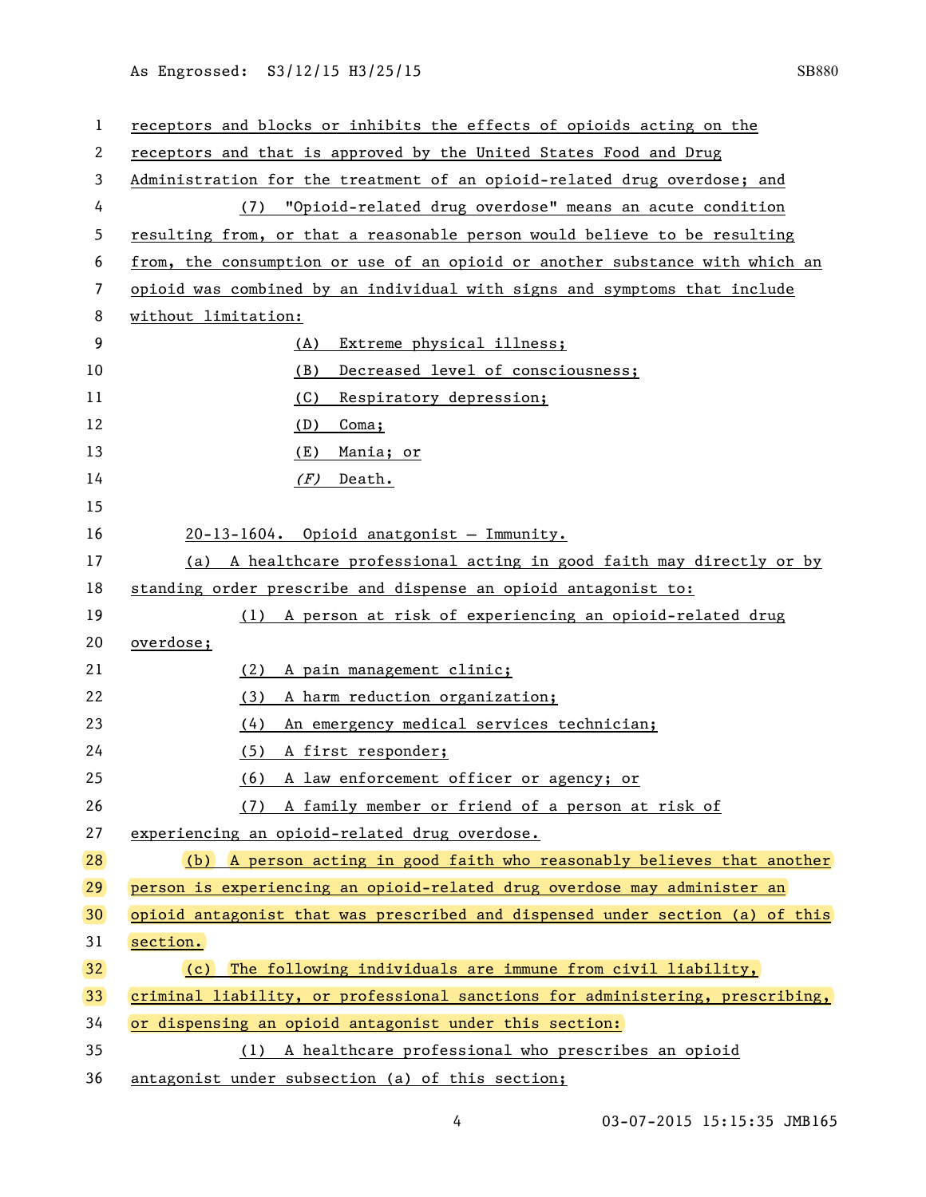receptors and blocks or inhibits the effects of opioids acting on the receptors and that is approved by the United States Food and Drug Administration for the treatment of an opioid-related drug overdose; and

(7) "Opioid-related drug overdose" means an acute condition resulting from, or that a reasonable person would believe to be resulting from, the consumption or use of an opioid or another substance with which an opioid was combined by an individual with signs and symptoms that include without limitation:

(A) Extreme physical illness;

(B) Decreased level of consciousness;

(C) Respiratory depression;

(D) Coma;

(E) Mania; or

*(F)* Death.

20-13-1604. Opioid anatgonist — Immunity.

(a) A healthcare professional acting in good faith may directly or by standing order prescribe and dispense an opioid antagonist to:

(1) A person at risk of experiencing an opioid-related drug overdose;

(2) A pain management clinic;

(3) A harm reduction organization;

(4) An emergency medical services technician;

(5) A first responder;

(6) A law enforcement officer or agency; or

(7) A family member or friend of a person at risk of experiencing an opioid-related drug overdose.

(b) A person acting in good faith who reasonably believes that another person is experiencing an opioid-related drug overdose may administer an opioid antagonist that was prescribed and dispensed under section (a) of this section.

(c) The following individuals are immune from civil liability, criminal liability, or professional sanctions for administering, prescribing, or dispensing an opioid antagonist under this section:

(1) A healthcare professional who prescribes an opioid antagonist under subsection (a) of this section;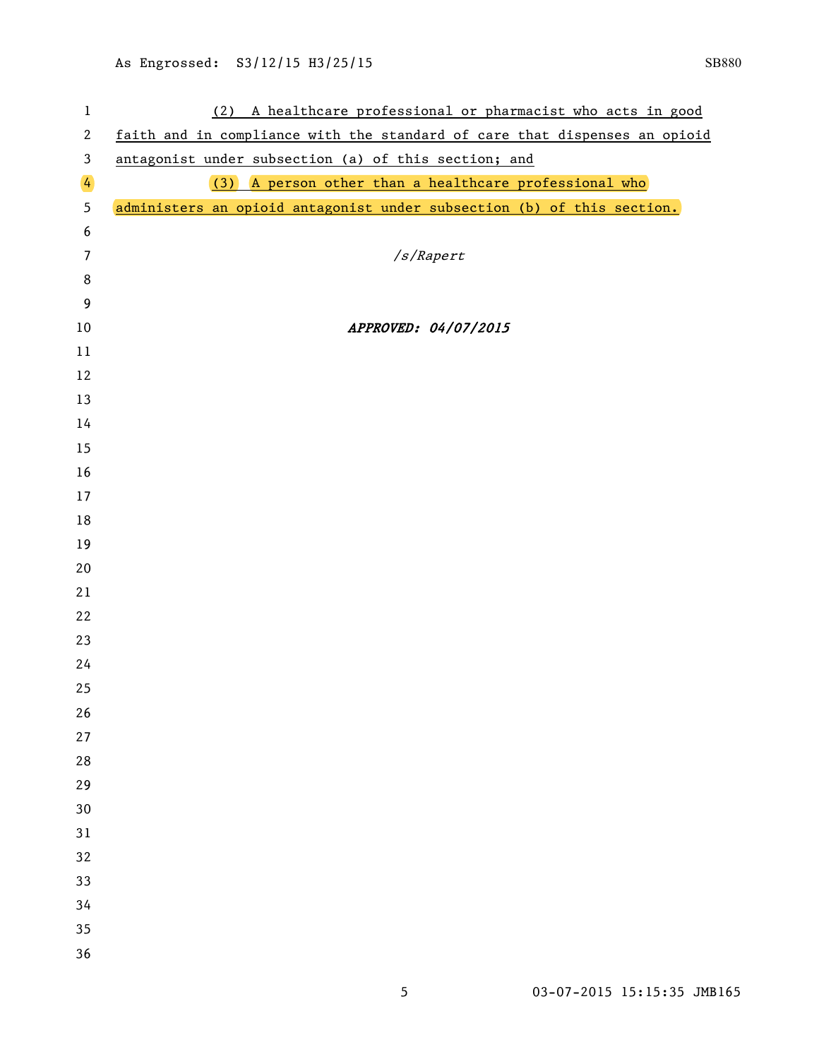(2) A healthcare professional or pharmacist who acts in good faith and in compliance with the standard of care that dispenses an opioid antagonist under subsection (a) of this section; and

(3) A person other than a healthcare professional who administers an opioid antagonist under subsection (b) of this section.

*/s/Rapert*

***APPROVED: 04/07/2015***